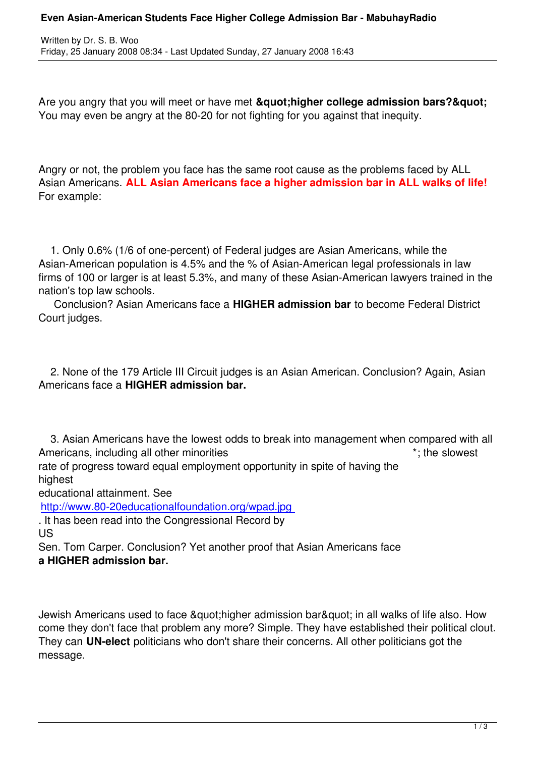Are you angry that you will meet or have met **&quot;higher college admission bars?&quot;** You may even be angry at the 80-20 for not fighting for you against that inequity.

Angry or not, the problem you face has the same root cause as the problems faced by ALL Asian Americans. **ALL Asian Americans face a higher admission bar in ALL walks of life!** For example:

1. Only 0.6% (1/6 of one-percent) of Federal judges are Asian Americans, while the Asian-American population is 4.5% and the % of Asian-American legal professionals in law firms of 100 or larger is at least 5.3%, and many of these Asian-American lawyers trained in the nation's top law schools.
   Conclusion? Asian Americans face a **HIGHER admission bar** to become Federal District Court judges.

2. None of the 179 Article III Circuit judges is an Asian American. Conclusion? Again, Asian Americans face a **HIGHER admission bar.**

3. Asian Americans have the lowest odds to break into management when compared with all Americans, including all other minorities *; the slowest rate of progress toward equal employment opportunity in spite of having the highest educational attainment. See http://www.80-20educationalfoundation.org/wpad.jpg . It has been read into the Congressional Record by US Sen. Tom Carper. Conclusion? Yet another proof that Asian Americans face **a HIGHER admission bar.**

Jewish Americans used to face &quot;higher admission bar&quot; in all walks of life also. How come they don't face that problem any more? Simple. They have established their political clout. They can **UN-elect** politicians who don't share their concerns. All other politicians got the message.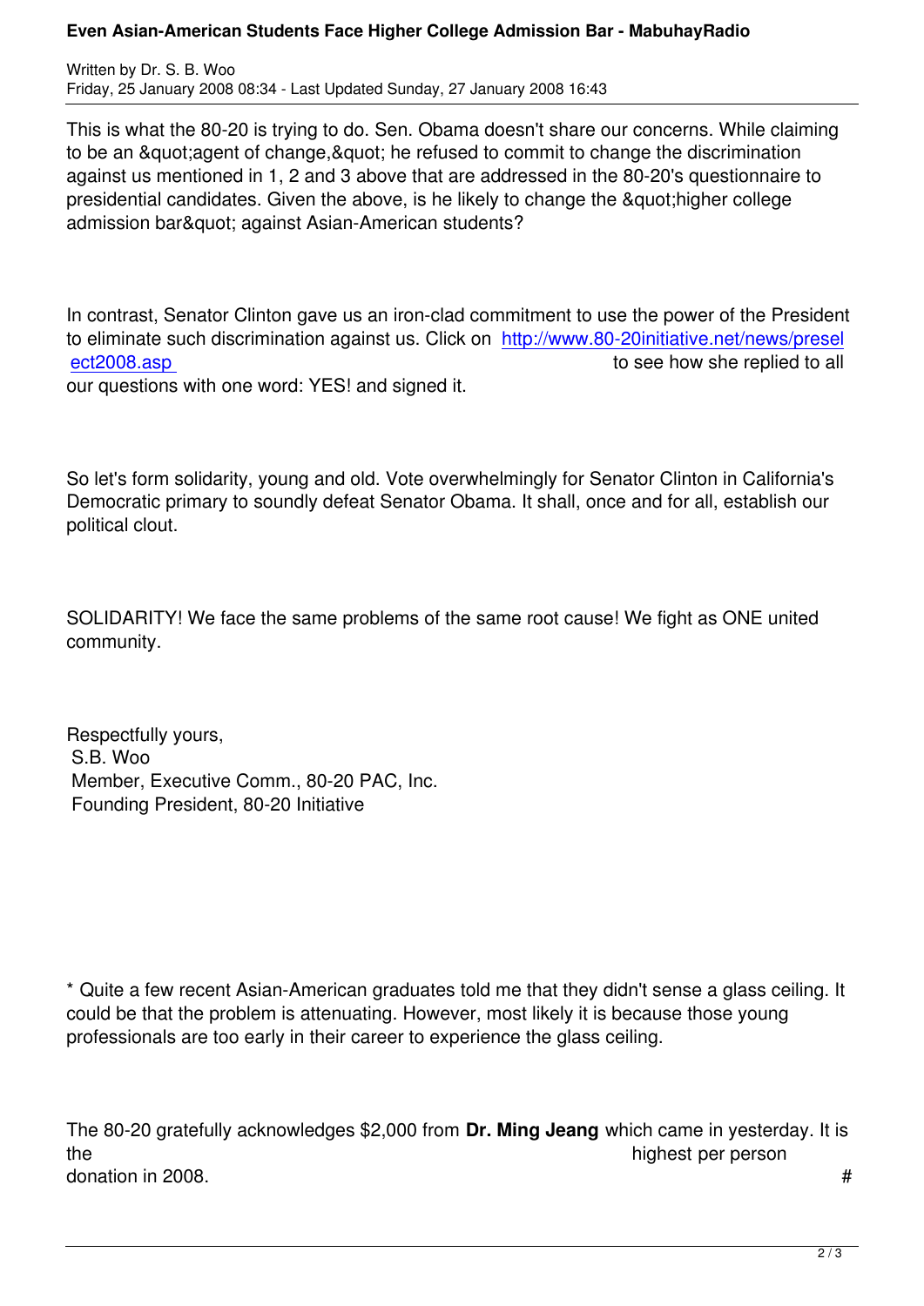This is what the 80-20 is trying to do. Sen. Obama doesn't share our concerns. While claiming to be an &quot;agent of change,&quot; he refused to commit to change the discrimination against us mentioned in 1, 2 and 3 above that are addressed in the 80-20's questionnaire to presidential candidates. Given the above, is he likely to change the &quot;higher college admission bar&quot; against Asian-American students?

In contrast, Senator Clinton gave us an iron-clad commitment to use the power of the President to eliminate such discrimination against us. Click on http://www.80-20initiative.net/news/preselect2008.asp to see how she replied to all our questions with one word: YES! and signed it.

So let's form solidarity, young and old. Vote overwhelmingly for Senator Clinton in California's Democratic primary to soundly defeat Senator Obama. It shall, once and for all, establish our political clout.

SOLIDARITY! We face the same problems of the same root cause! We fight as ONE united community.

Respectfully yours,
S.B. Woo
Member, Executive Comm., 80-20 PAC, Inc.
Founding President, 80-20 Initiative

* Quite a few recent Asian-American graduates told me that they didn't sense a glass ceiling. It could be that the problem is attenuating. However, most likely it is because those young professionals are too early in their career to experience the glass ceiling.

The 80-20 gratefully acknowledges $2,000 from **Dr. Ming Jeang** which came in yesterday. It is the highest per person donation in 2008. #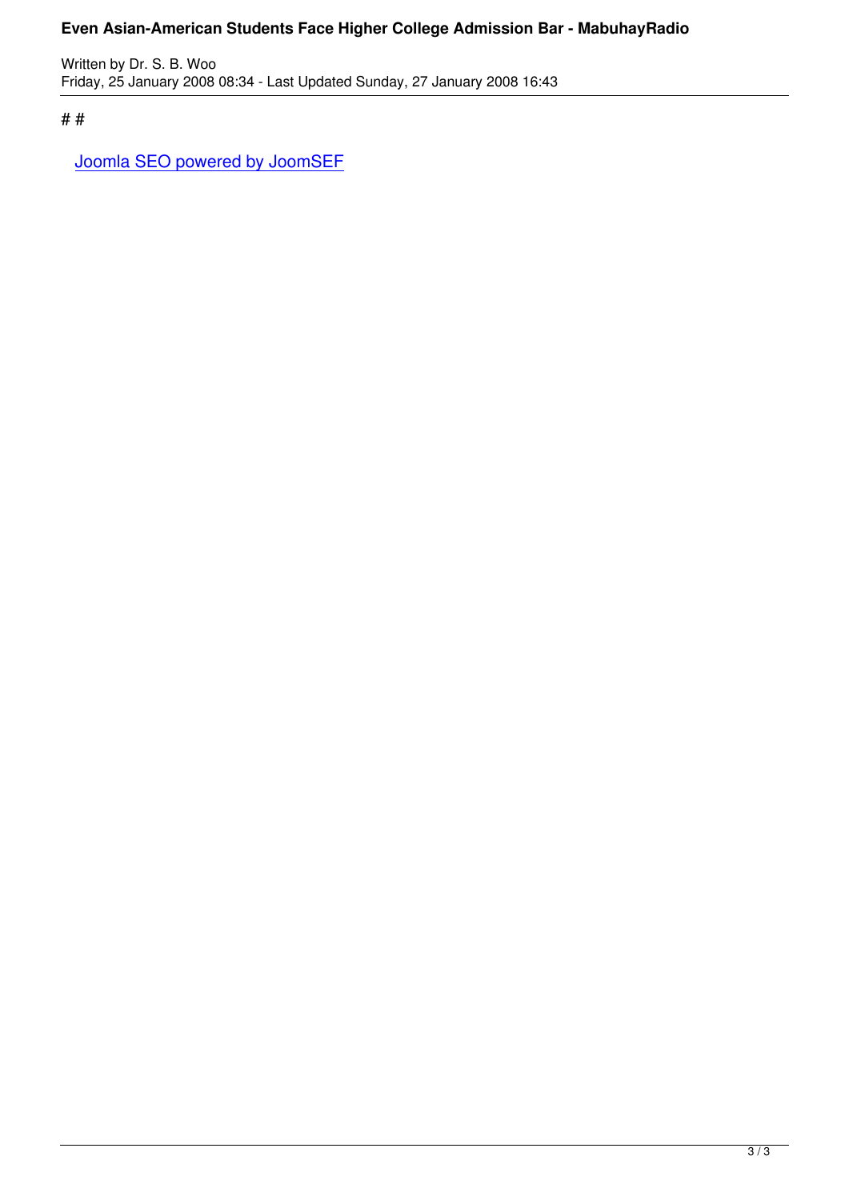# #

Joomla SEO powered by JoomSEF